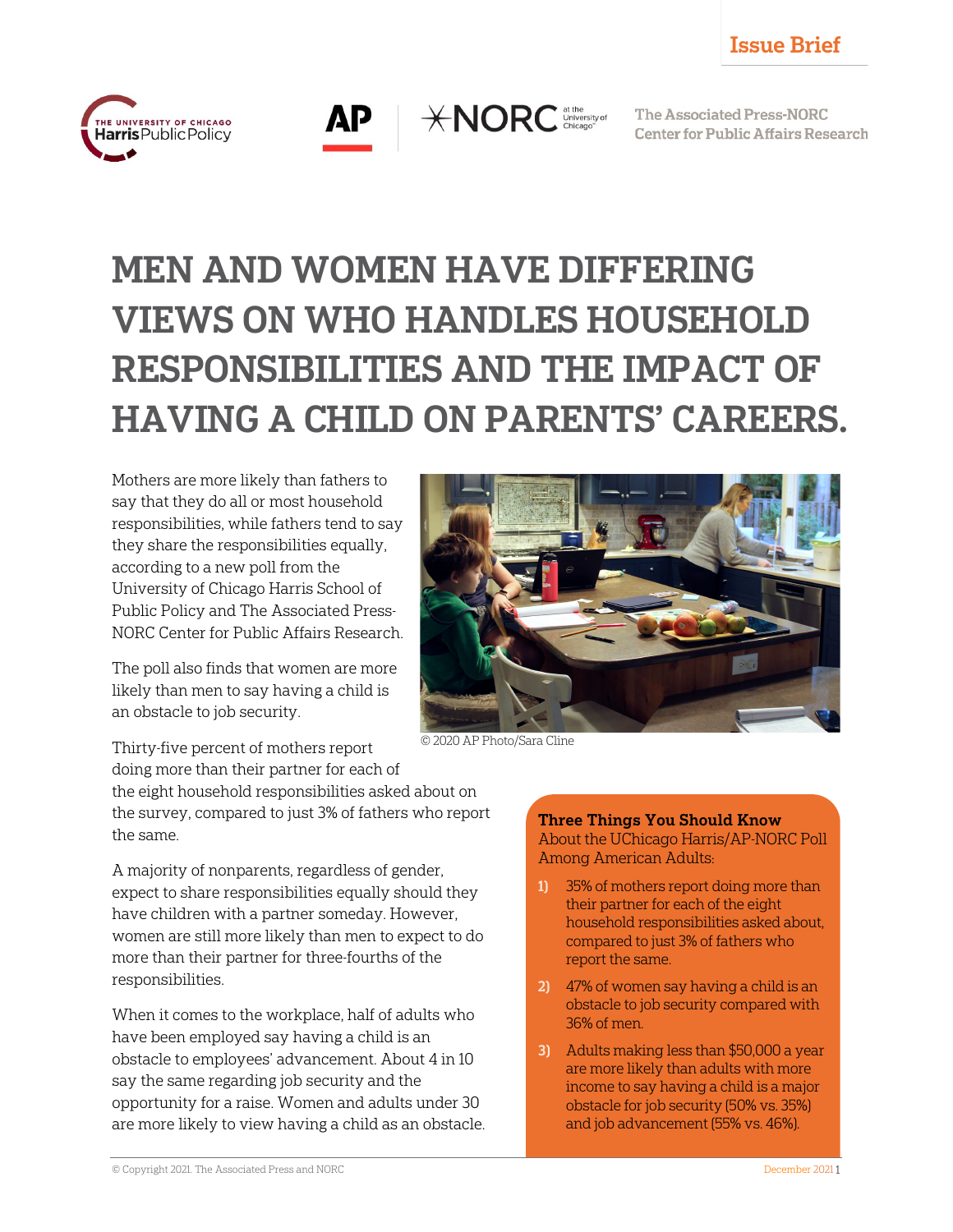Issue Brief

The Associated Press-NORC Center for Public Affairs Research

# MEN AND WOMEN HAVE DIFFERING VIEWS ON WHO HANDLES HOUSEHOLD RESPONSIBILITIES AND THE IMPACT OF HAVING A CHILD ON PARENTS' CAREERS.

Mothers are more likely than fathers to say that they do all or most household responsibilities, while fathers tend to say they share the responsibilities equally, according to a new poll from the University of Chicago Harris School of Public Policy and The Associated Press-NORC Center for Public Affairs Research.

The poll also finds that women are more likely than men to say having a child is an obstacle to job security.

© 2020 AP Photo/Sara Cline

Thirty-five percent of mothers report doing more than their partner for each of the eight household responsibilities asked about on the survey, compared to just 3% of fathers who report the same.

A majority of nonparents, regardless of gender, expect to share responsibilities equally should they have children with a partner someday. However, women are still more likely than men to expect to do more than their partner for three-fourths of the responsibilities.

When it comes to the workplace, half of adults who have been employed say having a child is an obstacle to employees' advancement. About 4 in 10 say the same regarding job security and the opportunity for a raise. Women and adults under 30 are more likely to view having a child as an obstacle.

**Three Things You Should Know**
About the UChicago Harris/AP-NORC Poll Among American Adults:

1) 35% of mothers report doing more than their partner for each of the eight household responsibilities asked about, compared to just 3% of fathers who report the same.
2) 47% of women say having a child is an obstacle to job security compared with 36% of men.
3) Adults making less than $50,000 a year are more likely than adults with more income to say having a child is a major obstacle for job security (50% vs. 35%) and job advancement (55% vs. 46%).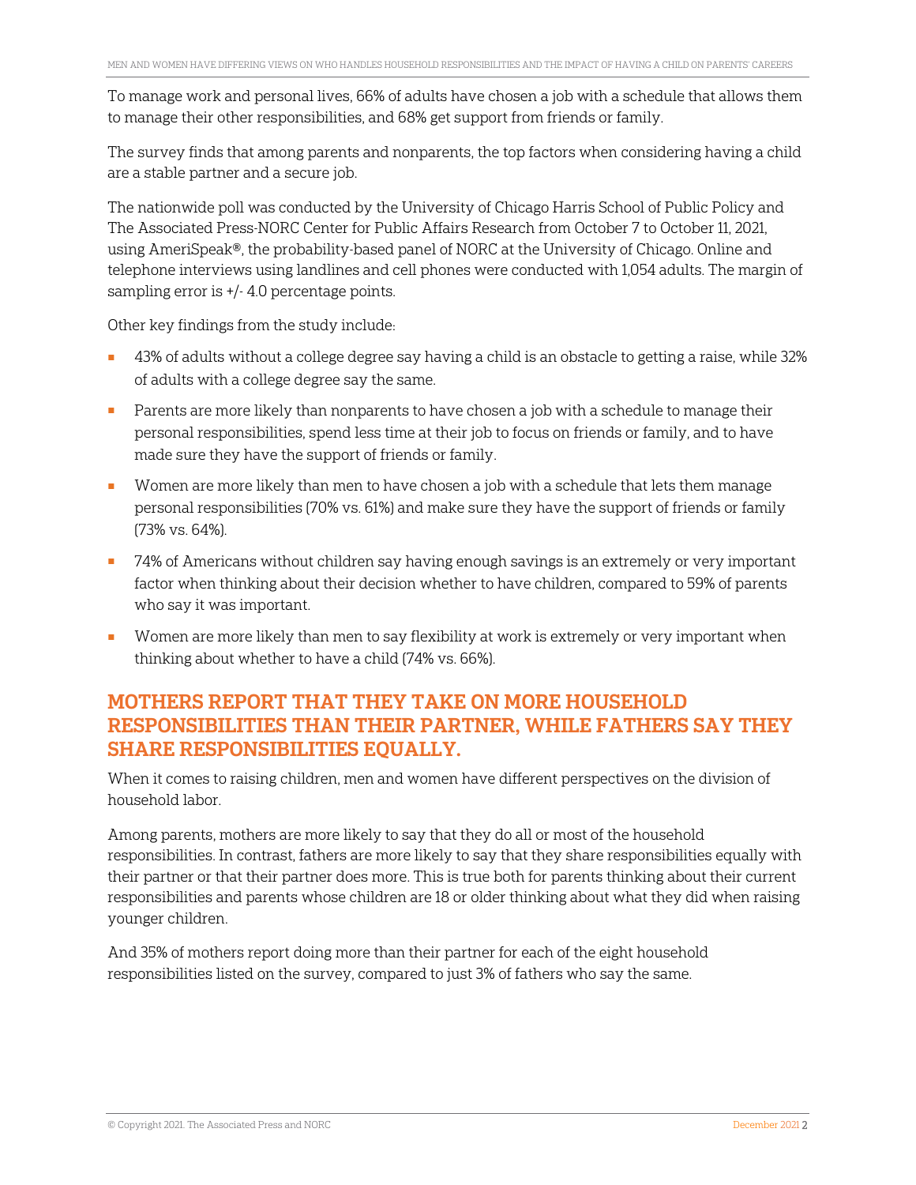To manage work and personal lives, 66% of adults have chosen a job with a schedule that allows them to manage their other responsibilities, and 68% get support from friends or family.

The survey finds that among parents and nonparents, the top factors when considering having a child are a stable partner and a secure job.

The nationwide poll was conducted by the University of Chicago Harris School of Public Policy and The Associated Press-NORC Center for Public Affairs Research from October 7 to October 11, 2021, using AmeriSpeak®, the probability-based panel of NORC at the University of Chicago. Online and telephone interviews using landlines and cell phones were conducted with 1,054 adults. The margin of sampling error is +/- 4.0 percentage points.

Other key findings from the study include:

- 43% of adults without a college degree say having a child is an obstacle to getting a raise, while 32% of adults with a college degree say the same.
- Parents are more likely than nonparents to have chosen a job with a schedule to manage their personal responsibilities, spend less time at their job to focus on friends or family, and to have made sure they have the support of friends or family.
- Women are more likely than men to have chosen a job with a schedule that lets them manage personal responsibilities (70% vs. 61%) and make sure they have the support of friends or family (73% vs. 64%).
- 74% of Americans without children say having enough savings is an extremely or very important factor when thinking about their decision whether to have children, compared to 59% of parents who say it was important.
- Women are more likely than men to say flexibility at work is extremely or very important when thinking about whether to have a child (74% vs. 66%).

## MOTHERS REPORT THAT THEY TAKE ON MORE HOUSEHOLD RESPONSIBILITIES THAN THEIR PARTNER, WHILE FATHERS SAY THEY SHARE RESPONSIBILITIES EQUALLY.

When it comes to raising children, men and women have different perspectives on the division of household labor.

Among parents, mothers are more likely to say that they do all or most of the household responsibilities. In contrast, fathers are more likely to say that they share responsibilities equally with their partner or that their partner does more. This is true both for parents thinking about their current responsibilities and parents whose children are 18 or older thinking about what they did when raising younger children.

And 35% of mothers report doing more than their partner for each of the eight household responsibilities listed on the survey, compared to just 3% of fathers who say the same.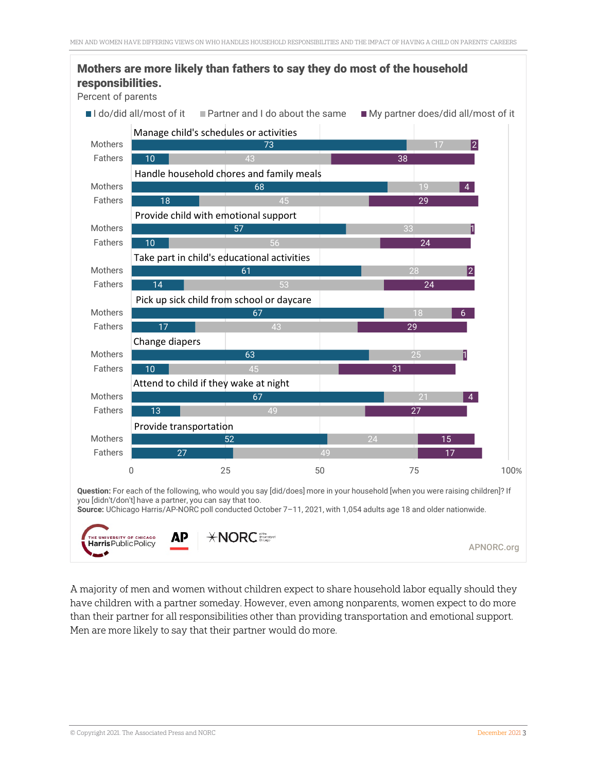## Mothers are more likely than fathers to say they do most of the household responsibilities.

Percent of parents

| | | I do/did all/most of it | Partner and I do about the same | My partner does/did all/most of it |
|---|---|---|---|---|
| Manage child's schedules or activities | Mothers | 73 | 17 | 2 |
| | Fathers | 10 | 43 | 38 |
| Handle household chores and family meals | Mothers | 68 | 19 | 4 |
| | Fathers | 18 | 45 | 29 |
| Provide child with emotional support | Mothers | 57 | 33 | 1 |
| | Fathers | 10 | 56 | 24 |
| Take part in child's educational activities | Mothers | 61 | 28 | 2 |
| | Fathers | 14 | 53 | 24 |
| Pick up sick child from school or daycare | Mothers | 67 | 18 | 6 |
| | Fathers | 17 | 43 | 29 |
| Change diapers | Mothers | 63 | 25 | 1 |
| | Fathers | 10 | 45 | 31 |
| Attend to child if they wake at night | Mothers | 67 | 21 | 4 |
| | Fathers | 13 | 49 | 27 |
| Provide transportation | Mothers | 52 | 24 | 15 |
| | Fathers | 27 | 49 | 17 |

**Question:** For each of the following, who would you say [did/does] more in your household [when you were raising children]? If you [didn't/don't] have a partner, you can say that too.
**Source:** UChicago Harris/AP-NORC poll conducted October 7–11, 2021, with 1,054 adults age 18 and older nationwide.

APNORC.org

A majority of men and women without children expect to share household labor equally should they have children with a partner someday. However, even among nonparents, women expect to do more than their partner for all responsibilities other than providing transportation and emotional support. Men are more likely to say that their partner would do more.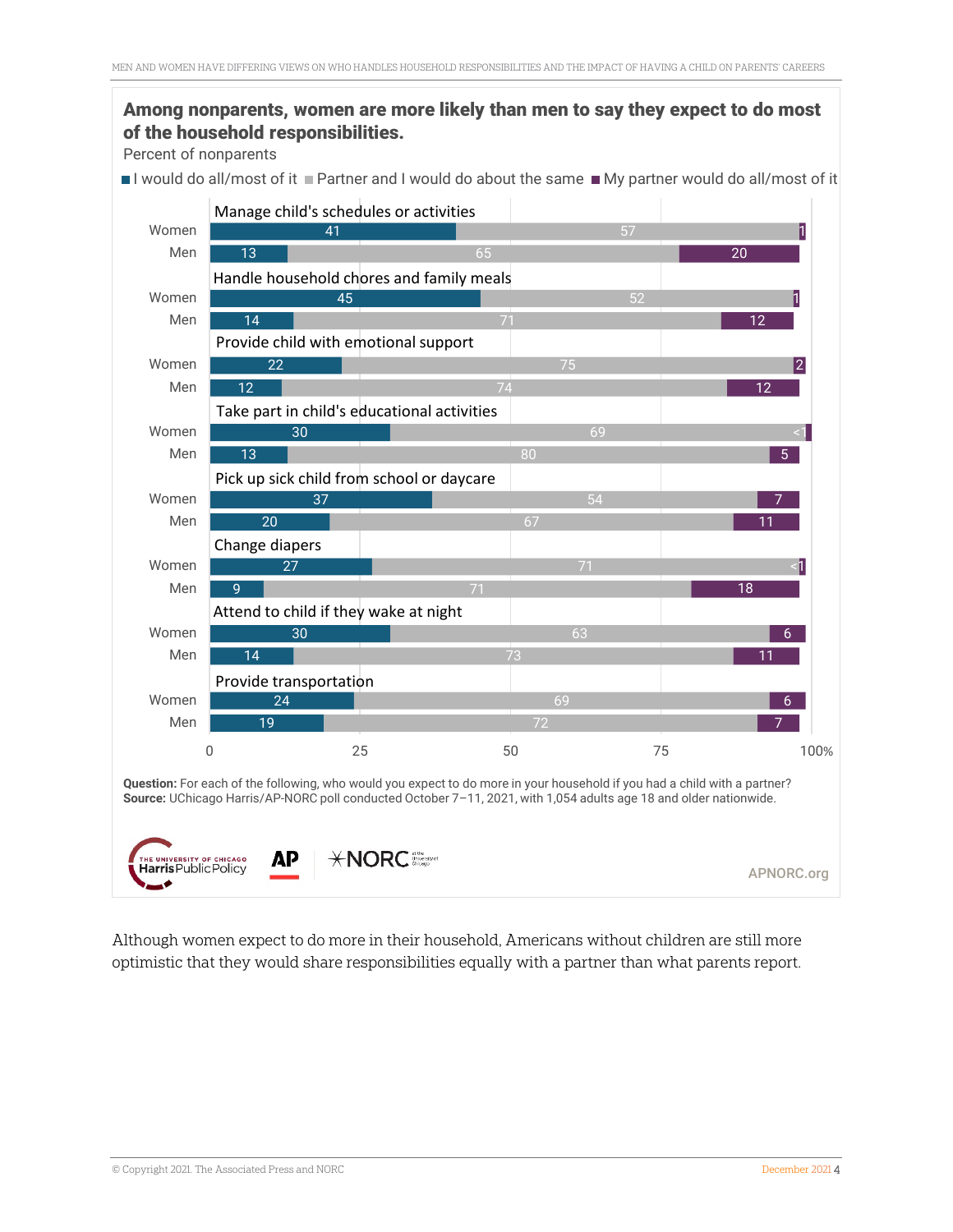## Among nonparents, women are more likely than men to say they expect to do most of the household responsibilities.

Percent of nonparents

| | | I would do all/most of it | Partner and I would do about the same | My partner would do all/most of it |
|---|---|---|---|---|
| Manage child's schedules or activities | Women | 41 | 57 | 1 |
| | Men | 13 | 65 | 20 |
| Handle household chores and family meals | Women | 45 | 52 | 1 |
| | Men | 14 | 71 | 12 |
| Provide child with emotional support | Women | 22 | 75 | 2 |
| | Men | 12 | 74 | 12 |
| Take part in child's educational activities | Women | 30 | 69 | <1 |
| | Men | 13 | 80 | 5 |
| Pick up sick child from school or daycare | Women | 37 | 54 | 7 |
| | Men | 20 | 67 | 11 |
| Change diapers | Women | 27 | 71 | <1 |
| | Men | 9 | 71 | 18 |
| Attend to child if they wake at night | Women | 30 | 63 | 6 |
| | Men | 14 | 73 | 11 |
| Provide transportation | Women | 24 | 69 | 6 |
| | Men | 19 | 72 | 7 |

**Question:** For each of the following, who would you expect to do more in your household if you had a child with a partner?
**Source:** UChicago Harris/AP-NORC poll conducted October 7–11, 2021, with 1,054 adults age 18 and older nationwide.

The University of Chicago Harris Public Policy | AP | NORC at the University of Chicago

APNORC.org

Although women expect to do more in their household, Americans without children are still more optimistic that they would share responsibilities equally with a partner than what parents report.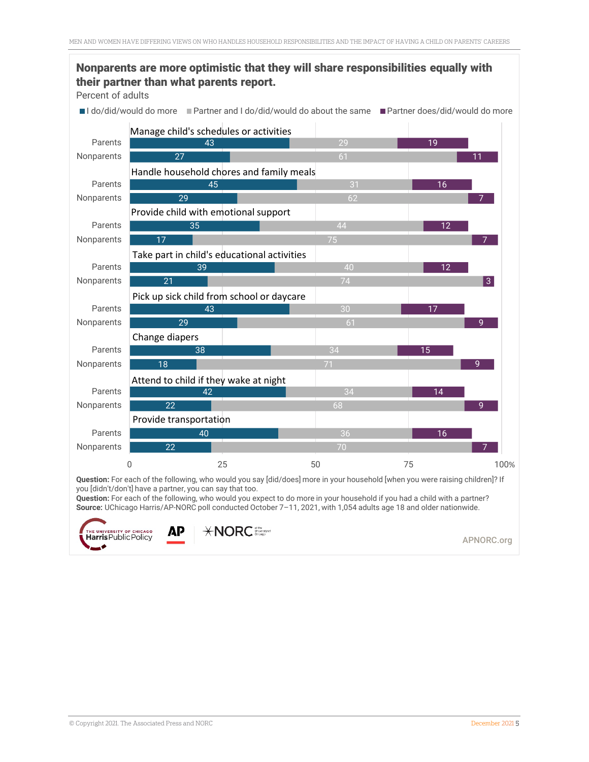**Nonparents are more optimistic that they will share responsibilities equally with their partner than what parents report.**

Percent of adults

| | | I do/did/would do more | Partner and I do/did/would do about the same | Partner does/did/would do more |
|---|---|---|---|---|
| Manage child's schedules or activities | Parents | 43 | 29 | 19 |
| | Nonparents | 27 | 61 | 11 |
| Handle household chores and family meals | Parents | 45 | 31 | 16 |
| | Nonparents | 29 | 62 | 7 |
| Provide child with emotional support | Parents | 35 | 44 | 12 |
| | Nonparents | 17 | 75 | 7 |
| Take part in child's educational activities | Parents | 39 | 40 | 12 |
| | Nonparents | 21 | 74 | 3 |
| Pick up sick child from school or daycare | Parents | 43 | 30 | 17 |
| | Nonparents | 29 | 61 | 9 |
| Change diapers | Parents | 38 | 34 | 15 |
| | Nonparents | 18 | 71 | 9 |
| Attend to child if they wake at night | Parents | 42 | 34 | 14 |
| | Nonparents | 22 | 68 | 9 |
| Provide transportation | Parents | 40 | 36 | 16 |
| | Nonparents | 22 | 70 | 7 |

**Question:** For each of the following, who would you say [did/does] more in your household [when you were raising children]? If you [didn't/don't] have a partner, you can say that too.
**Question:** For each of the following, who would you expect to do more in your household if you had a child with a partner?
**Source:** UChicago Harris/AP-NORC poll conducted October 7–11, 2021, with 1,054 adults age 18 and older nationwide.

APNORC.org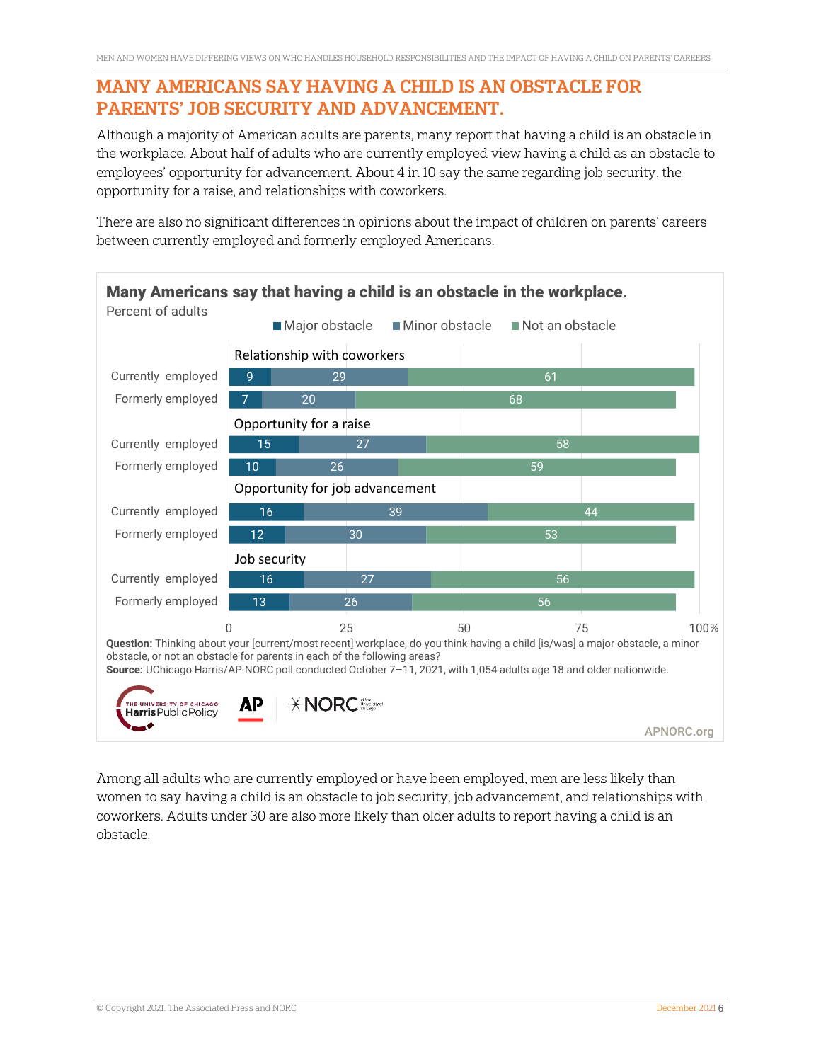## MANY AMERICANS SAY HAVING A CHILD IS AN OBSTACLE FOR PARENTS' JOB SECURITY AND ADVANCEMENT.

Although a majority of American adults are parents, many report that having a child is an obstacle in the workplace. About half of adults who are currently employed view having a child as an obstacle to employees' opportunity for advancement. About 4 in 10 say the same regarding job security, the opportunity for a raise, and relationships with coworkers.

There are also no significant differences in opinions about the impact of children on parents' careers between currently employed and formerly employed Americans.

**Many Americans say that having a child is an obstacle in the workplace.**

Percent of adults

| | Major obstacle | Minor obstacle | Not an obstacle |
|---|---|---|---|
| **Relationship with coworkers** | | | |
| Currently employed | 9 | 29 | 61 |
| Formerly employed | 7 | 20 | 68 |
| **Opportunity for a raise** | | | |
| Currently employed | 15 | 27 | 58 |
| Formerly employed | 10 | 26 | 59 |
| **Opportunity for job advancement** | | | |
| Currently employed | 16 | 39 | 44 |
| Formerly employed | 12 | 30 | 53 |
| **Job security** | | | |
| Currently employed | 16 | 27 | 56 |
| Formerly employed | 13 | 26 | 56 |

**Question:** Thinking about your [current/most recent] workplace, do you think having a child [is/was] a major obstacle, a minor obstacle, or not an obstacle for parents in each of the following areas?

**Source:** UChicago Harris/AP-NORC poll conducted October 7–11, 2021, with 1,054 adults age 18 and older nationwide.

Among all adults who are currently employed or have been employed, men are less likely than women to say having a child is an obstacle to job security, job advancement, and relationships with coworkers. Adults under 30 are also more likely than older adults to report having a child is an obstacle.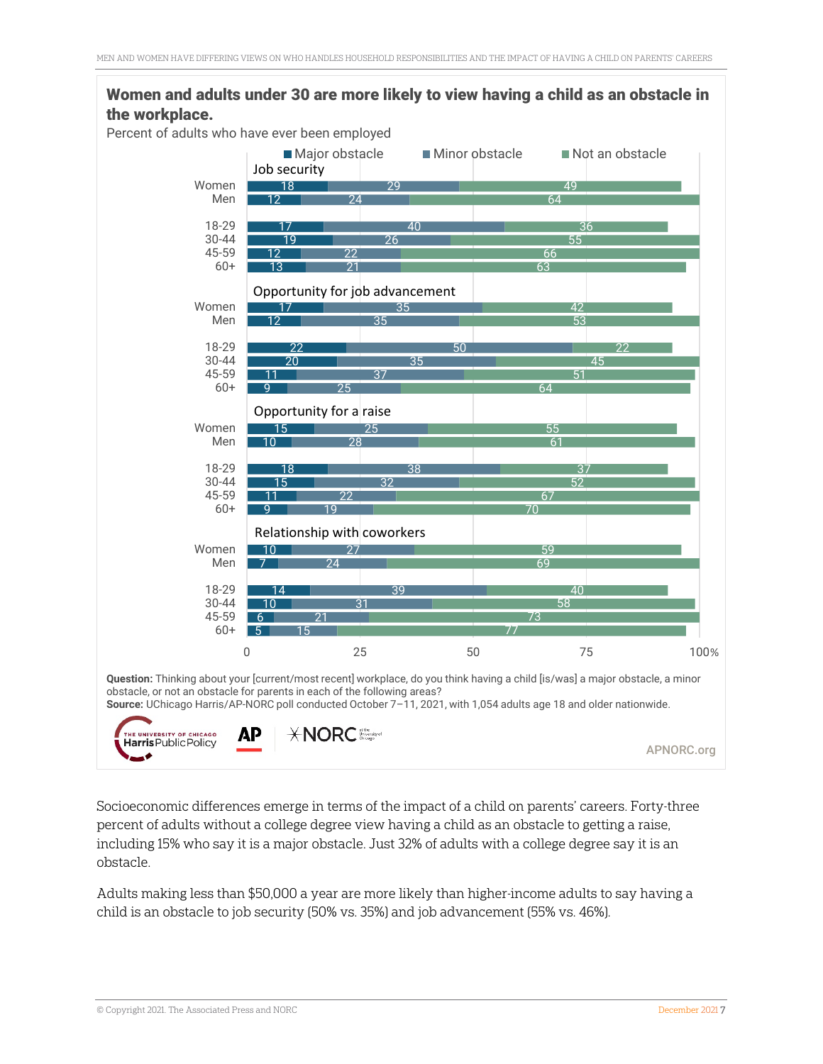**Women and adults under 30 are more likely to view having a child as an obstacle in the workplace.**

Percent of adults who have ever been employed

| | Major obstacle | Minor obstacle | Not an obstacle |
|---|---|---|---|
| **Job security** | | | |
| Women | 18 | 29 | 49 |
| Men | 12 | 24 | 64 |
| 18-29 | 17 | 40 | 36 |
| 30-44 | 19 | 26 | 55 |
| 45-59 | 12 | 22 | 66 |
| 60+ | 13 | 21 | 63 |
| **Opportunity for job advancement** | | | |
| Women | 17 | 35 | 42 |
| Men | 12 | 35 | 53 |
| 18-29 | 22 | 50 | 22 |
| 30-44 | 20 | 35 | 45 |
| 45-59 | 11 | 37 | 51 |
| 60+ | 9 | 25 | 64 |
| **Opportunity for a raise** | | | |
| Women | 15 | 25 | 55 |
| Men | 10 | 28 | 61 |
| 18-29 | 18 | 38 | 37 |
| 30-44 | 15 | 32 | 52 |
| 45-59 | 11 | 22 | 67 |
| 60+ | 9 | 19 | 70 |
| **Relationship with coworkers** | | | |
| Women | 10 | 27 | 59 |
| Men | 7 | 24 | 69 |
| 18-29 | 14 | 39 | 40 |
| 30-44 | 10 | 31 | 58 |
| 45-59 | 6 | 21 | 73 |
| 60+ | 5 | 15 | 77 |

**Question:** Thinking about your [current/most recent] workplace, do you think having a child [is/was] a major obstacle, a minor obstacle, or not an obstacle for parents in each of the following areas?

**Source:** UChicago Harris/AP-NORC poll conducted October 7–11, 2021, with 1,054 adults age 18 and older nationwide.

APNORC.org

Socioeconomic differences emerge in terms of the impact of a child on parents' careers. Forty-three percent of adults without a college degree view having a child as an obstacle to getting a raise, including 15% who say it is a major obstacle. Just 32% of adults with a college degree say it is an obstacle.

Adults making less than $50,000 a year are more likely than higher-income adults to say having a child is an obstacle to job security (50% vs. 35%) and job advancement (55% vs. 46%).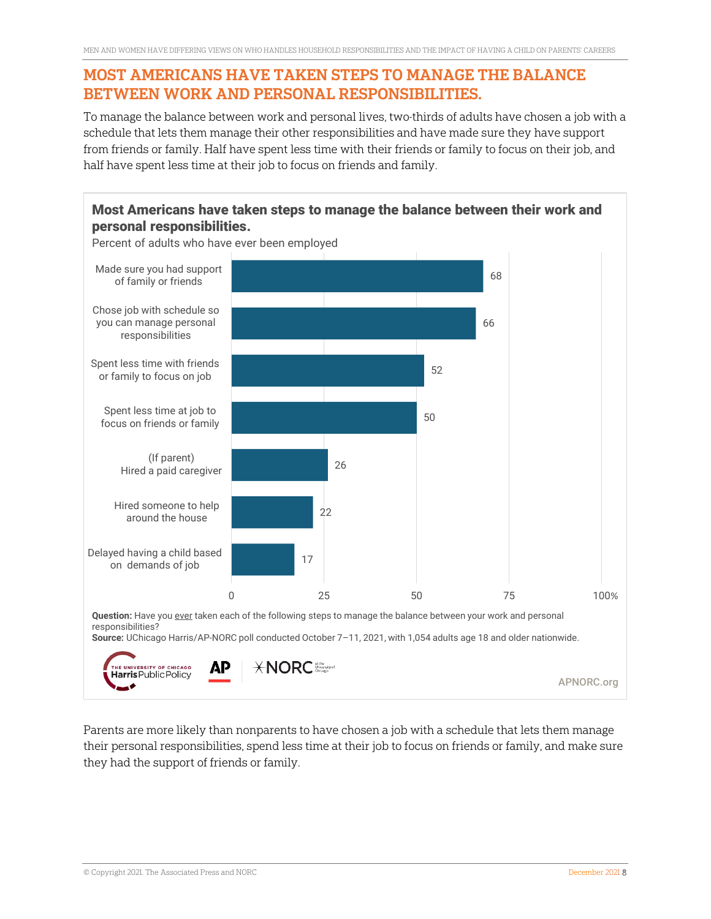## MOST AMERICANS HAVE TAKEN STEPS TO MANAGE THE BALANCE BETWEEN WORK AND PERSONAL RESPONSIBILITIES.

To manage the balance between work and personal lives, two-thirds of adults have chosen a job with a schedule that lets them manage their other responsibilities and have made sure they have support from friends or family. Half have spent less time with their friends or family to focus on their job, and half have spent less time at their job to focus on friends and family.

**Most Americans have taken steps to manage the balance between their work and personal responsibilities.**

Percent of adults who have ever been employed

| Step | Percent |
|---|---|
| Made sure you had support of family or friends | 68 |
| Chose job with schedule so you can manage personal responsibilities | 66 |
| Spent less time with friends or family to focus on job | 52 |
| Spent less time at job to focus on friends or family | 50 |
| (If parent) Hired a paid caregiver | 26 |
| Hired someone to help around the house | 22 |
| Delayed having a child based on demands of job | 17 |

**Question:** Have you ever taken each of the following steps to manage the balance between your work and personal responsibilities?
**Source:** UChicago Harris/AP-NORC poll conducted October 7–11, 2021, with 1,054 adults age 18 and older nationwide.

APNORC.org

Parents are more likely than nonparents to have chosen a job with a schedule that lets them manage their personal responsibilities, spend less time at their job to focus on friends or family, and make sure they had the support of friends or family.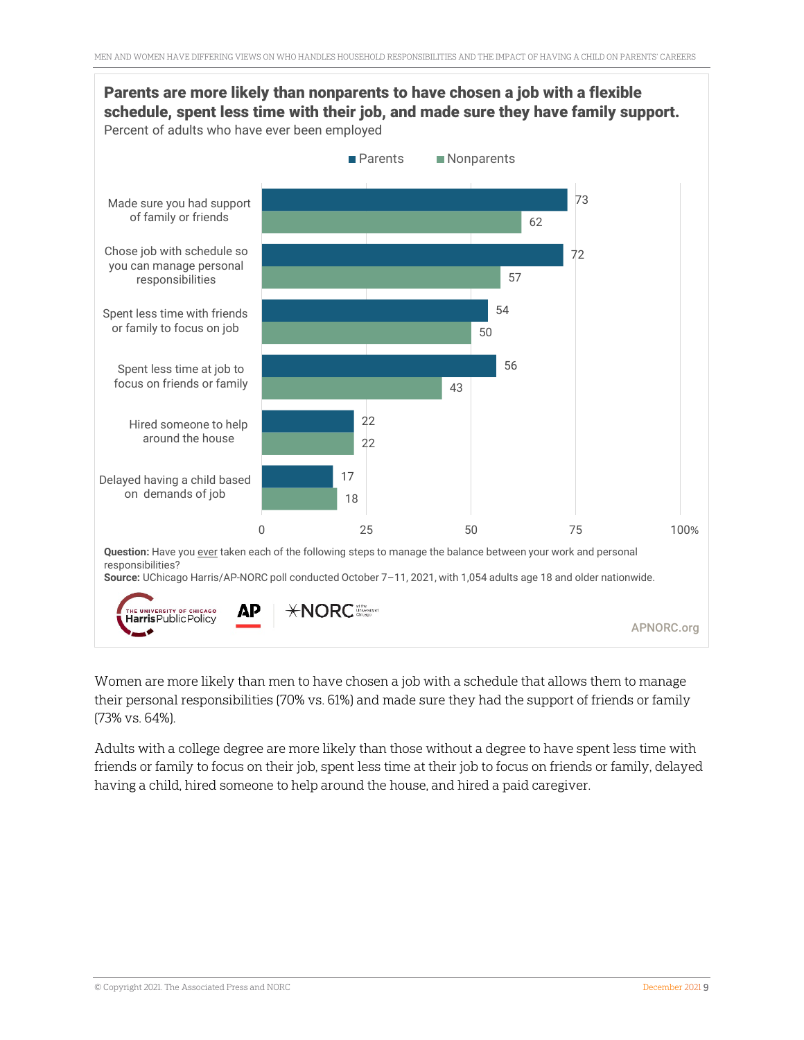**Parents are more likely than nonparents to have chosen a job with a flexible schedule, spent less time with their job, and made sure they have family support.**

Percent of adults who have ever been employed

| | Parents | Nonparents |
|---|---|---|
| Made sure you had support of family or friends | 73 | 62 |
| Chose job with schedule so you can manage personal responsibilities | 72 | 57 |
| Spent less time with friends or family to focus on job | 54 | 50 |
| Spent less time at job to focus on friends or family | 56 | 43 |
| Hired someone to help around the house | 22 | 22 |
| Delayed having a child based on demands of job | 17 | 18 |

**Question:** Have you ever taken each of the following steps to manage the balance between your work and personal responsibilities?

**Source:** UChicago Harris/AP-NORC poll conducted October 7–11, 2021, with 1,054 adults age 18 and older nationwide.

APNORC.org

Women are more likely than men to have chosen a job with a schedule that allows them to manage their personal responsibilities (70% vs. 61%) and made sure they had the support of friends or family (73% vs. 64%).

Adults with a college degree are more likely than those without a degree to have spent less time with friends or family to focus on their job, spent less time at their job to focus on friends or family, delayed having a child, hired someone to help around the house, and hired a paid caregiver.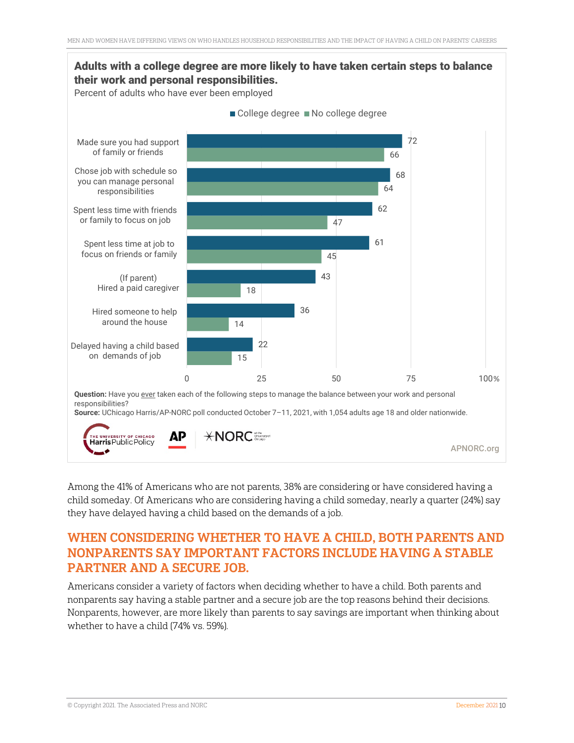**Adults with a college degree are more likely to have taken certain steps to balance their work and personal responsibilities.**

Percent of adults who have ever been employed

| | College degree | No college degree |
|---|---|---|
| Made sure you had support of family or friends | 72 | 66 |
| Chose job with schedule so you can manage personal responsibilities | 68 | 64 |
| Spent less time with friends or family to focus on job | 62 | 47 |
| Spent less time at job to focus on friends or family | 61 | 45 |
| (If parent) Hired a paid caregiver | 43 | 18 |
| Hired someone to help around the house | 36 | 14 |
| Delayed having a child based on demands of job | 22 | 15 |

**Question:** Have you ever taken each of the following steps to manage the balance between your work and personal responsibilities?

**Source:** UChicago Harris/AP-NORC poll conducted October 7–11, 2021, with 1,054 adults age 18 and older nationwide.

APNORC.org

Among the 41% of Americans who are not parents, 38% are considering or have considered having a child someday. Of Americans who are considering having a child someday, nearly a quarter (24%) say they have delayed having a child based on the demands of a job.

## WHEN CONSIDERING WHETHER TO HAVE A CHILD, BOTH PARENTS AND NONPARENTS SAY IMPORTANT FACTORS INCLUDE HAVING A STABLE PARTNER AND A SECURE JOB.

Americans consider a variety of factors when deciding whether to have a child. Both parents and nonparents say having a stable partner and a secure job are the top reasons behind their decisions. Nonparents, however, are more likely than parents to say savings are important when thinking about whether to have a child (74% vs. 59%).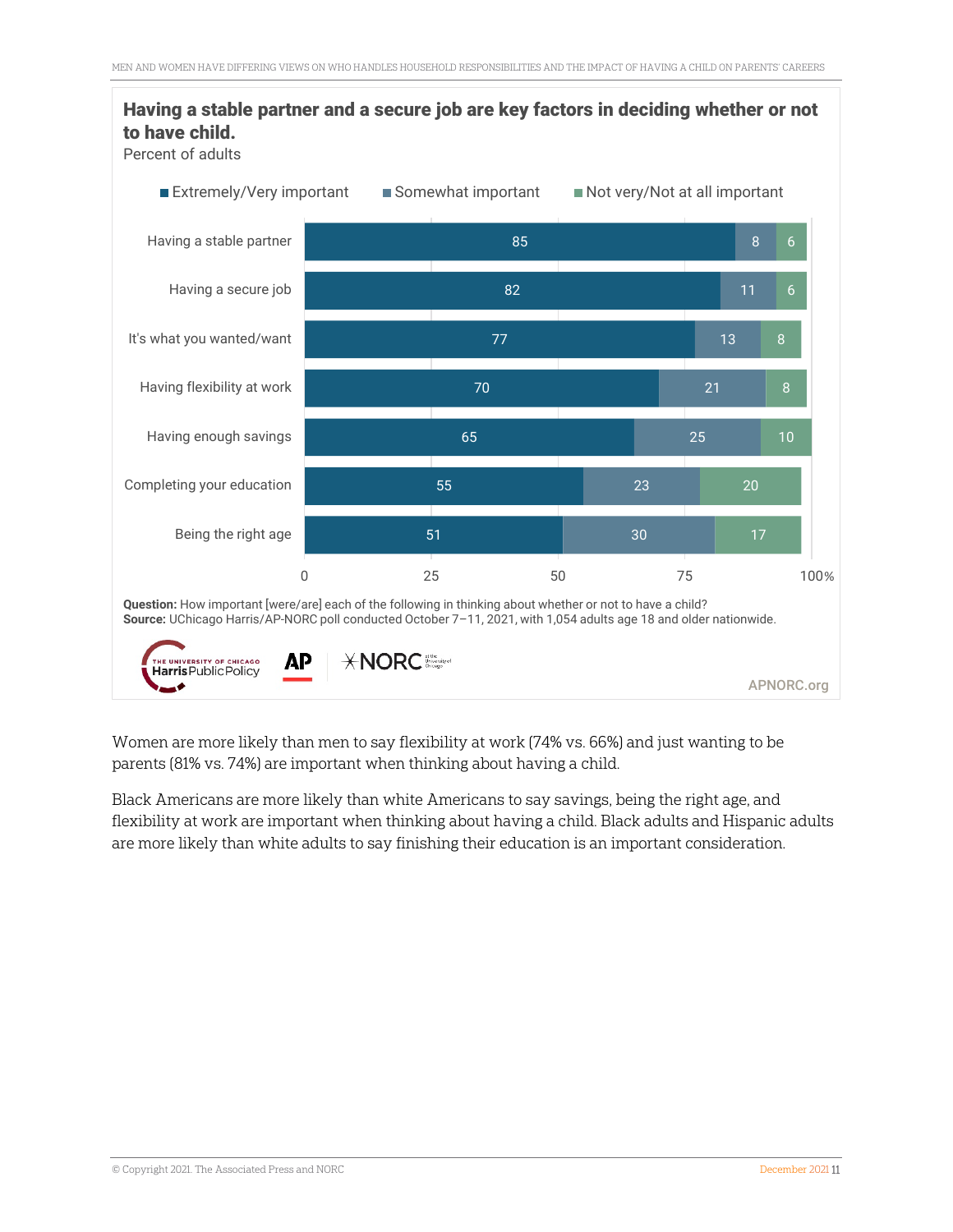## Having a stable partner and a secure job are key factors in deciding whether or not to have child.

Percent of adults

| | Extremely/Very important | Somewhat important | Not very/Not at all important |
|---|---|---|---|
| Having a stable partner | 85 | 8 | 6 |
| Having a secure job | 82 | 11 | 6 |
| It's what you wanted/want | 77 | 13 | 8 |
| Having flexibility at work | 70 | 21 | 8 |
| Having enough savings | 65 | 25 | 10 |
| Completing your education | 55 | 23 | 20 |
| Being the right age | 51 | 30 | 17 |

**Question:** How important [were/are] each of the following in thinking about whether or not to have a child?
**Source:** UChicago Harris/AP-NORC poll conducted October 7–11, 2021, with 1,054 adults age 18 and older nationwide.

Women are more likely than men to say flexibility at work (74% vs. 66%) and just wanting to be parents (81% vs. 74%) are important when thinking about having a child.

Black Americans are more likely than white Americans to say savings, being the right age, and flexibility at work are important when thinking about having a child. Black adults and Hispanic adults are more likely than white adults to say finishing their education is an important consideration.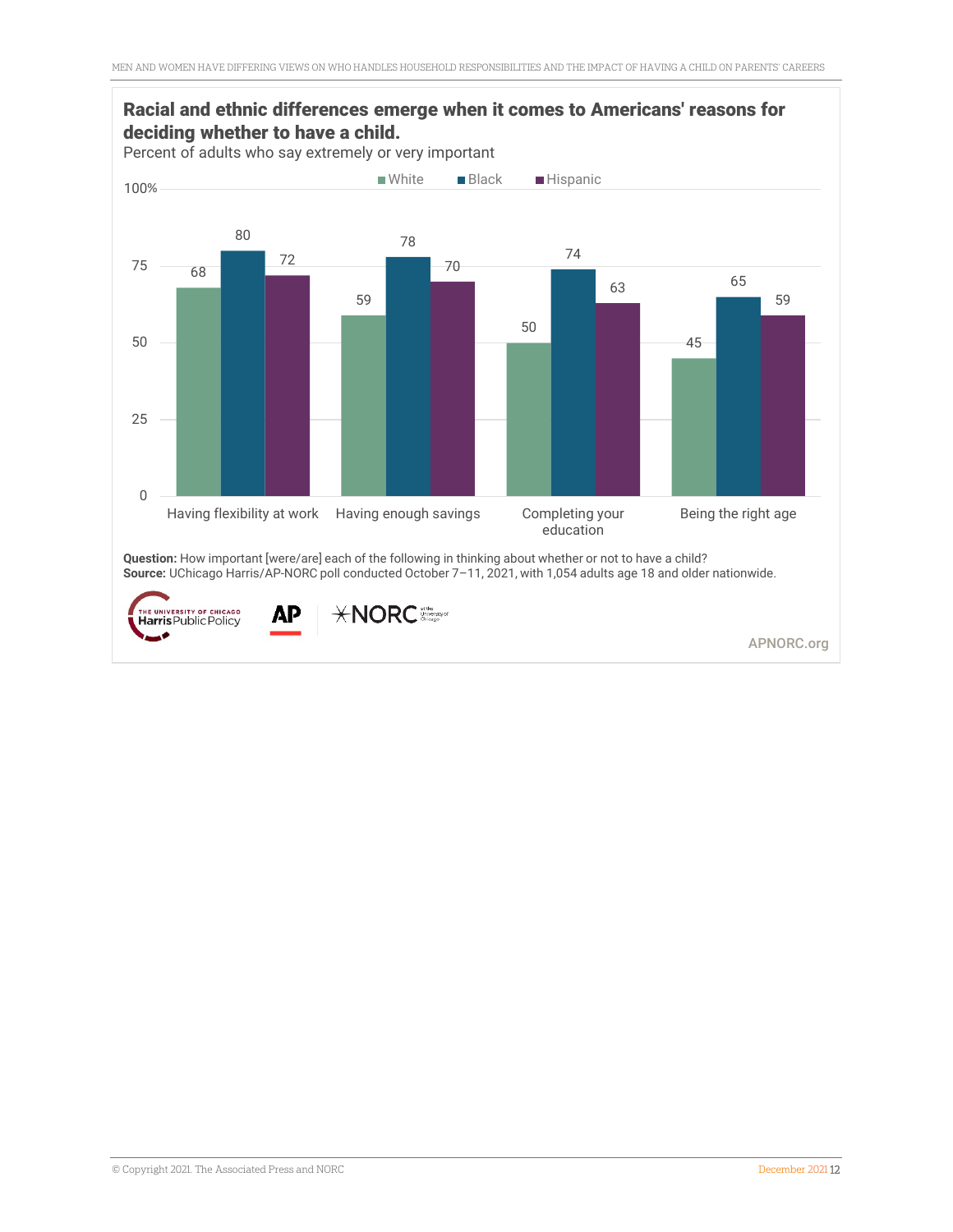**Racial and ethnic differences emerge when it comes to Americans' reasons for deciding whether to have a child.**

Percent of adults who say extremely or very important

| | White | Black | Hispanic |
|---|---|---|---|
| Having flexibility at work | 68 | 80 | 72 |
| Having enough savings | 59 | 78 | 70 |
| Completing your education | 50 | 74 | 63 |
| Being the right age | 45 | 65 | 59 |

**Question:** How important [were/are] each of the following in thinking about whether or not to have a child?
**Source:** UChicago Harris/AP-NORC poll conducted October 7–11, 2021, with 1,054 adults age 18 and older nationwide.

APNORC.org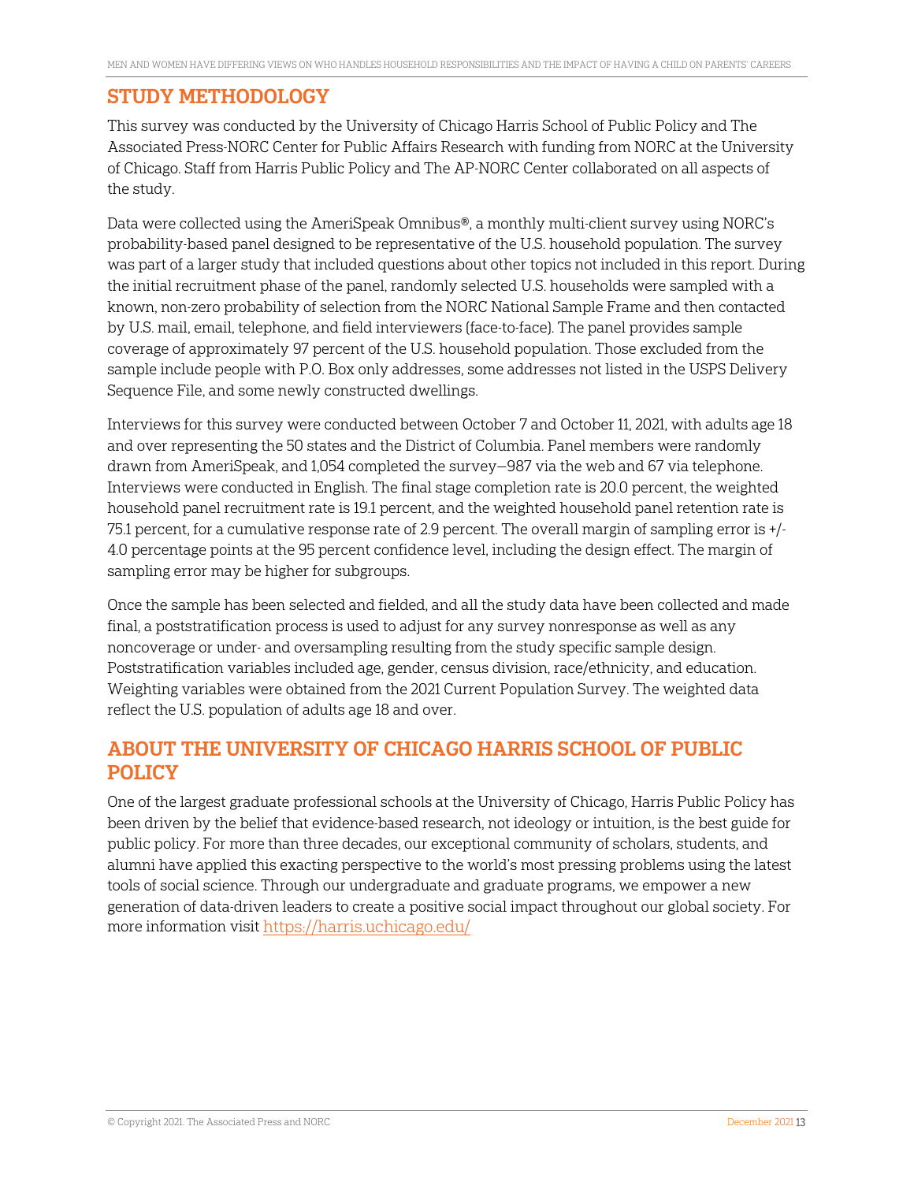## STUDY METHODOLOGY

This survey was conducted by the University of Chicago Harris School of Public Policy and The Associated Press-NORC Center for Public Affairs Research with funding from NORC at the University of Chicago. Staff from Harris Public Policy and The AP-NORC Center collaborated on all aspects of the study.

Data were collected using the AmeriSpeak Omnibus®, a monthly multi-client survey using NORC's probability-based panel designed to be representative of the U.S. household population. The survey was part of a larger study that included questions about other topics not included in this report. During the initial recruitment phase of the panel, randomly selected U.S. households were sampled with a known, non-zero probability of selection from the NORC National Sample Frame and then contacted by U.S. mail, email, telephone, and field interviewers (face-to-face). The panel provides sample coverage of approximately 97 percent of the U.S. household population. Those excluded from the sample include people with P.O. Box only addresses, some addresses not listed in the USPS Delivery Sequence File, and some newly constructed dwellings.

Interviews for this survey were conducted between October 7 and October 11, 2021, with adults age 18 and over representing the 50 states and the District of Columbia. Panel members were randomly drawn from AmeriSpeak, and 1,054 completed the survey—987 via the web and 67 via telephone. Interviews were conducted in English. The final stage completion rate is 20.0 percent, the weighted household panel recruitment rate is 19.1 percent, and the weighted household panel retention rate is 75.1 percent, for a cumulative response rate of 2.9 percent. The overall margin of sampling error is +/- 4.0 percentage points at the 95 percent confidence level, including the design effect. The margin of sampling error may be higher for subgroups.

Once the sample has been selected and fielded, and all the study data have been collected and made final, a poststratification process is used to adjust for any survey nonresponse as well as any noncoverage or under- and oversampling resulting from the study specific sample design. Poststratification variables included age, gender, census division, race/ethnicity, and education. Weighting variables were obtained from the 2021 Current Population Survey. The weighted data reflect the U.S. population of adults age 18 and over.

## ABOUT THE UNIVERSITY OF CHICAGO HARRIS SCHOOL OF PUBLIC POLICY

One of the largest graduate professional schools at the University of Chicago, Harris Public Policy has been driven by the belief that evidence-based research, not ideology or intuition, is the best guide for public policy. For more than three decades, our exceptional community of scholars, students, and alumni have applied this exacting perspective to the world's most pressing problems using the latest tools of social science. Through our undergraduate and graduate programs, we empower a new generation of data-driven leaders to create a positive social impact throughout our global society. For more information visit https://harris.uchicago.edu/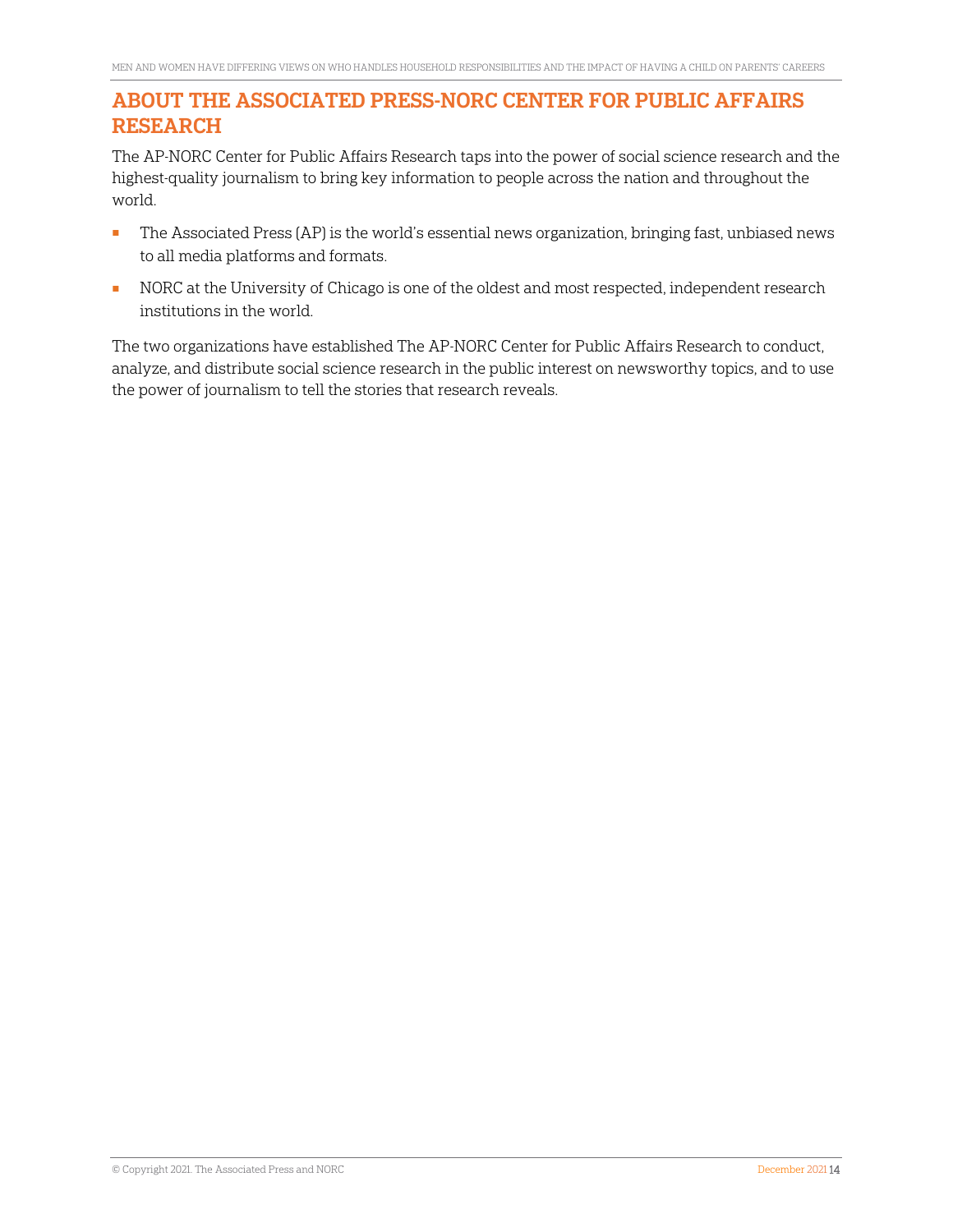## ABOUT THE ASSOCIATED PRESS-NORC CENTER FOR PUBLIC AFFAIRS RESEARCH

The AP-NORC Center for Public Affairs Research taps into the power of social science research and the highest-quality journalism to bring key information to people across the nation and throughout the world.

- The Associated Press (AP) is the world's essential news organization, bringing fast, unbiased news to all media platforms and formats.
- NORC at the University of Chicago is one of the oldest and most respected, independent research institutions in the world.

The two organizations have established The AP-NORC Center for Public Affairs Research to conduct, analyze, and distribute social science research in the public interest on newsworthy topics, and to use the power of journalism to tell the stories that research reveals.